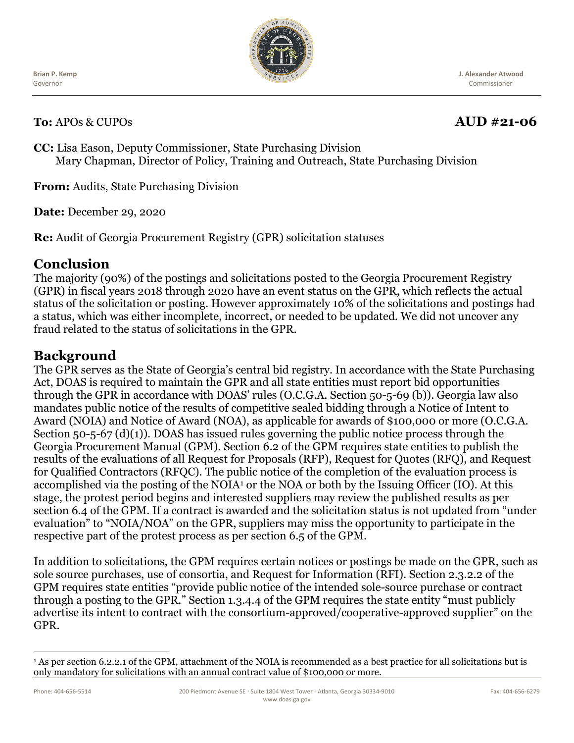Brian P. Kemp
Governor

J. Alexander Atwood
Commissioner

**To:** APOs & CUPOs **AUD #21-06**

**CC:** Lisa Eason, Deputy Commissioner, State Purchasing Division
Mary Chapman, Director of Policy, Training and Outreach, State Purchasing Division

**From:** Audits, State Purchasing Division

**Date:** December 29, 2020

**Re:** Audit of Georgia Procurement Registry (GPR) solicitation statuses

## Conclusion

The majority (90%) of the postings and solicitations posted to the Georgia Procurement Registry (GPR) in fiscal years 2018 through 2020 have an event status on the GPR, which reflects the actual status of the solicitation or posting. However approximately 10% of the solicitations and postings had a status, which was either incomplete, incorrect, or needed to be updated. We did not uncover any fraud related to the status of solicitations in the GPR.

## Background

The GPR serves as the State of Georgia's central bid registry. In accordance with the State Purchasing Act, DOAS is required to maintain the GPR and all state entities must report bid opportunities through the GPR in accordance with DOAS' rules (O.C.G.A. Section 50-5-69 (b)). Georgia law also mandates public notice of the results of competitive sealed bidding through a Notice of Intent to Award (NOIA) and Notice of Award (NOA), as applicable for awards of $100,000 or more (O.C.G.A. Section 50-5-67 (d)(1)). DOAS has issued rules governing the public notice process through the Georgia Procurement Manual (GPM). Section 6.2 of the GPM requires state entities to publish the results of the evaluations of all Request for Proposals (RFP), Request for Quotes (RFQ), and Request for Qualified Contractors (RFQC). The public notice of the completion of the evaluation process is accomplished via the posting of the NOIA[1] or the NOA or both by the Issuing Officer (IO). At this stage, the protest period begins and interested suppliers may review the published results as per section 6.4 of the GPM. If a contract is awarded and the solicitation status is not updated from "under evaluation" to "NOIA/NOA" on the GPR, suppliers may miss the opportunity to participate in the respective part of the protest process as per section 6.5 of the GPM.

In addition to solicitations, the GPM requires certain notices or postings be made on the GPR, such as sole source purchases, use of consortia, and Request for Information (RFI). Section 2.3.2.2 of the GPM requires state entities "provide public notice of the intended sole-source purchase or contract through a posting to the GPR." Section 1.3.4.4 of the GPM requires the state entity "must publicly advertise its intent to contract with the consortium-approved/cooperative-approved supplier" on the GPR.

[1] As per section 6.2.2.1 of the GPM, attachment of the NOIA is recommended as a best practice for all solicitations but is only mandatory for solicitations with an annual contract value of $100,000 or more.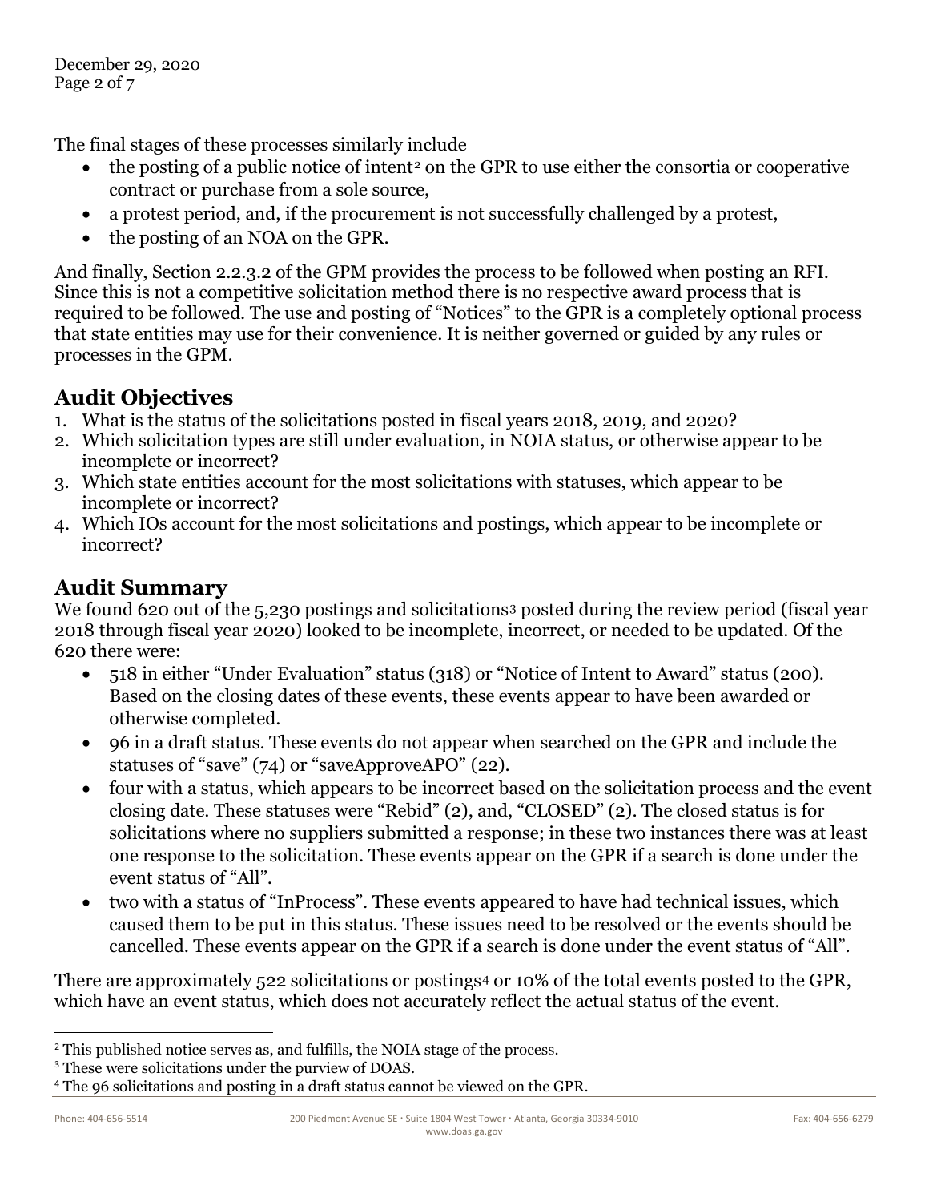The final stages of these processes similarly include

- the posting of a public notice of intent[2] on the GPR to use either the consortia or cooperative contract or purchase from a sole source,
- a protest period, and, if the procurement is not successfully challenged by a protest,
- the posting of an NOA on the GPR.

And finally, Section 2.2.3.2 of the GPM provides the process to be followed when posting an RFI. Since this is not a competitive solicitation method there is no respective award process that is required to be followed. The use and posting of "Notices" to the GPR is a completely optional process that state entities may use for their convenience. It is neither governed or guided by any rules or processes in the GPM.

## Audit Objectives

1. What is the status of the solicitations posted in fiscal years 2018, 2019, and 2020?
2. Which solicitation types are still under evaluation, in NOIA status, or otherwise appear to be incomplete or incorrect?
3. Which state entities account for the most solicitations with statuses, which appear to be incomplete or incorrect?
4. Which IOs account for the most solicitations and postings, which appear to be incomplete or incorrect?

## Audit Summary

We found 620 out of the 5,230 postings and solicitations[3] posted during the review period (fiscal year 2018 through fiscal year 2020) looked to be incomplete, incorrect, or needed to be updated. Of the 620 there were:

- 518 in either "Under Evaluation" status (318) or "Notice of Intent to Award" status (200). Based on the closing dates of these events, these events appear to have been awarded or otherwise completed.
- 96 in a draft status. These events do not appear when searched on the GPR and include the statuses of "save" (74) or "saveApproveAPO" (22).
- four with a status, which appears to be incorrect based on the solicitation process and the event closing date. These statuses were "Rebid" (2), and, "CLOSED" (2). The closed status is for solicitations where no suppliers submitted a response; in these two instances there was at least one response to the solicitation. These events appear on the GPR if a search is done under the event status of "All".
- two with a status of "InProcess". These events appeared to have had technical issues, which caused them to be put in this status. These issues need to be resolved or the events should be cancelled. These events appear on the GPR if a search is done under the event status of "All".

There are approximately 522 solicitations or postings[4] or 10% of the total events posted to the GPR, which have an event status, which does not accurately reflect the actual status of the event.

---

[2] This published notice serves as, and fulfills, the NOIA stage of the process.

[3] These were solicitations under the purview of DOAS.

[4] The 96 solicitations and posting in a draft status cannot be viewed on the GPR.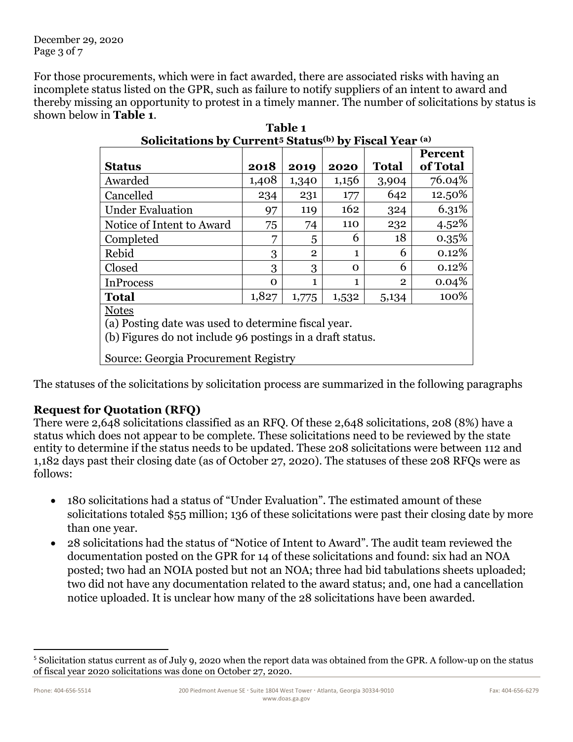For those procurements, which were in fact awarded, there are associated risks with having an incomplete status listed on the GPR, such as failure to notify suppliers of an intent to award and thereby missing an opportunity to protest in a timely manner. The number of solicitations by status is shown below in **Table 1**.

**Table 1**
**Solicitations by Current[5] Status[(b)] by Fiscal Year [(a)]**

| Status | 2018 | 2019 | 2020 | Total | Percent of Total |
|---|---|---|---|---|---|
| Awarded | 1,408 | 1,340 | 1,156 | 3,904 | 76.04% |
| Cancelled | 234 | 231 | 177 | 642 | 12.50% |
| Under Evaluation | 97 | 119 | 162 | 324 | 6.31% |
| Notice of Intent to Award | 75 | 74 | 110 | 232 | 4.52% |
| Completed | 7 | 5 | 6 | 18 | 0.35% |
| Rebid | 3 | 2 | 1 | 6 | 0.12% |
| Closed | 3 | 3 | 0 | 6 | 0.12% |
| InProcess | 0 | 1 | 1 | 2 | 0.04% |
| **Total** | 1,827 | 1,775 | 1,532 | 5,134 | 100% |

Notes
(a) Posting date was used to determine fiscal year.
(b) Figures do not include 96 postings in a draft status.

Source: Georgia Procurement Registry

The statuses of the solicitations by solicitation process are summarized in the following paragraphs

### Request for Quotation (RFQ)

There were 2,648 solicitations classified as an RFQ. Of these 2,648 solicitations, 208 (8%) have a status which does not appear to be complete. These solicitations need to be reviewed by the state entity to determine if the status needs to be updated. These 208 solicitations were between 112 and 1,182 days past their closing date (as of October 27, 2020). The statuses of these 208 RFQs were as follows:

- 180 solicitations had a status of "Under Evaluation". The estimated amount of these solicitations totaled $55 million; 136 of these solicitations were past their closing date by more than one year.
- 28 solicitations had the status of "Notice of Intent to Award". The audit team reviewed the documentation posted on the GPR for 14 of these solicitations and found: six had an NOA posted; two had an NOIA posted but not an NOA; three had bid tabulations sheets uploaded; two did not have any documentation related to the award status; and, one had a cancellation notice uploaded. It is unclear how many of the 28 solicitations have been awarded.

[5] Solicitation status current as of July 9, 2020 when the report data was obtained from the GPR. A follow-up on the status of fiscal year 2020 solicitations was done on October 27, 2020.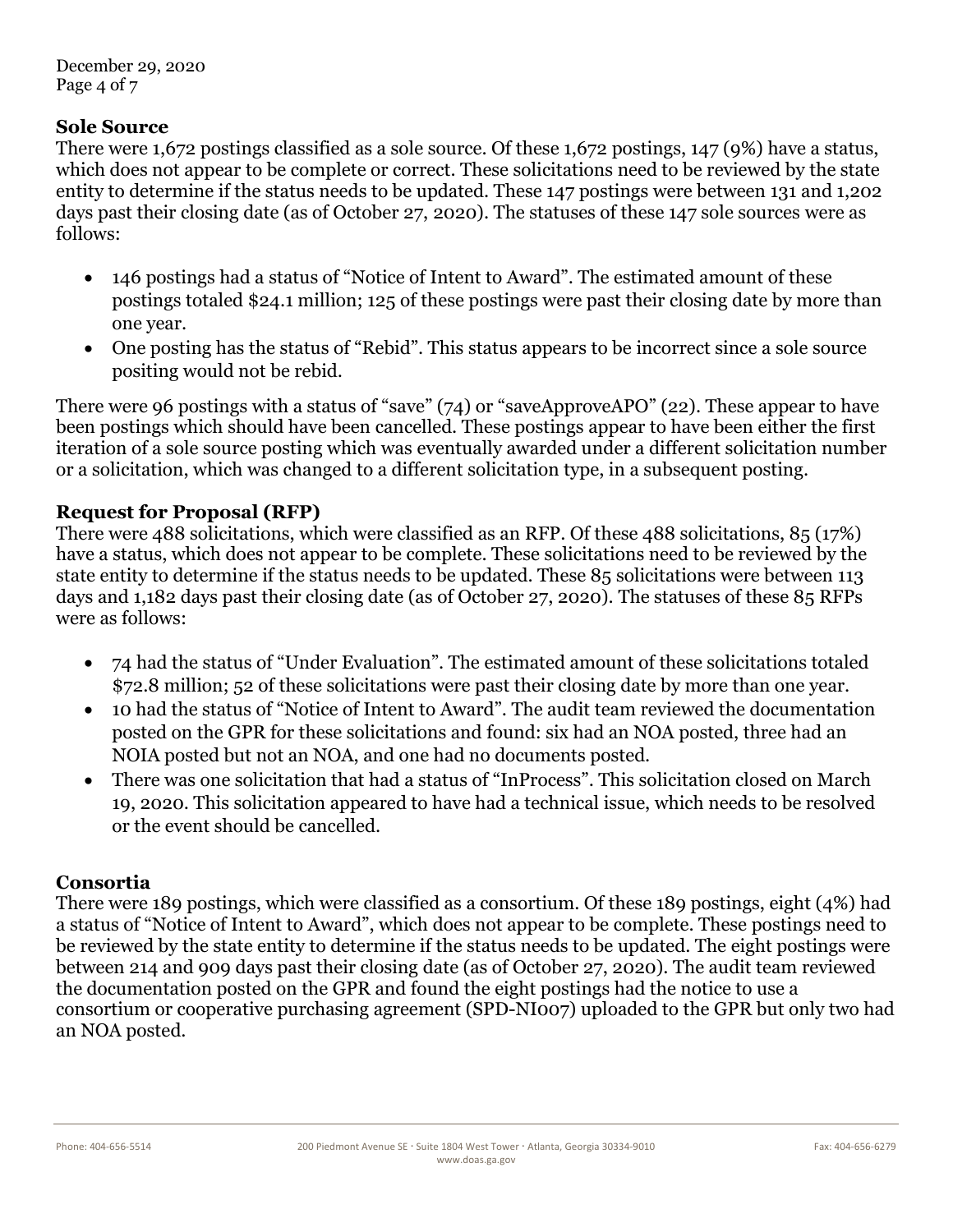December 29, 2020

### Sole Source

There were 1,672 postings classified as a sole source. Of these 1,672 postings, 147 (9%) have a status, which does not appear to be complete or correct. These solicitations need to be reviewed by the state entity to determine if the status needs to be updated. These 147 postings were between 131 and 1,202 days past their closing date (as of October 27, 2020). The statuses of these 147 sole sources were as follows:

- 146 postings had a status of "Notice of Intent to Award". The estimated amount of these postings totaled $24.1 million; 125 of these postings were past their closing date by more than one year.
- One posting has the status of "Rebid". This status appears to be incorrect since a sole source positing would not be rebid.

There were 96 postings with a status of "save" (74) or "saveApproveAPO" (22). These appear to have been postings which should have been cancelled. These postings appear to have been either the first iteration of a sole source posting which was eventually awarded under a different solicitation number or a solicitation, which was changed to a different solicitation type, in a subsequent posting.

### Request for Proposal (RFP)

There were 488 solicitations, which were classified as an RFP. Of these 488 solicitations, 85 (17%) have a status, which does not appear to be complete. These solicitations need to be reviewed by the state entity to determine if the status needs to be updated. These 85 solicitations were between 113 days and 1,182 days past their closing date (as of October 27, 2020). The statuses of these 85 RFPs were as follows:

- 74 had the status of "Under Evaluation". The estimated amount of these solicitations totaled $72.8 million; 52 of these solicitations were past their closing date by more than one year.
- 10 had the status of "Notice of Intent to Award". The audit team reviewed the documentation posted on the GPR for these solicitations and found: six had an NOA posted, three had an NOIA posted but not an NOA, and one had no documents posted.
- There was one solicitation that had a status of "InProcess". This solicitation closed on March 19, 2020. This solicitation appeared to have had a technical issue, which needs to be resolved or the event should be cancelled.

### Consortia

There were 189 postings, which were classified as a consortium. Of these 189 postings, eight (4%) had a status of "Notice of Intent to Award", which does not appear to be complete. These postings need to be reviewed by the state entity to determine if the status needs to be updated. The eight postings were between 214 and 909 days past their closing date (as of October 27, 2020). The audit team reviewed the documentation posted on the GPR and found the eight postings had the notice to use a consortium or cooperative purchasing agreement (SPD-NI007) uploaded to the GPR but only two had an NOA posted.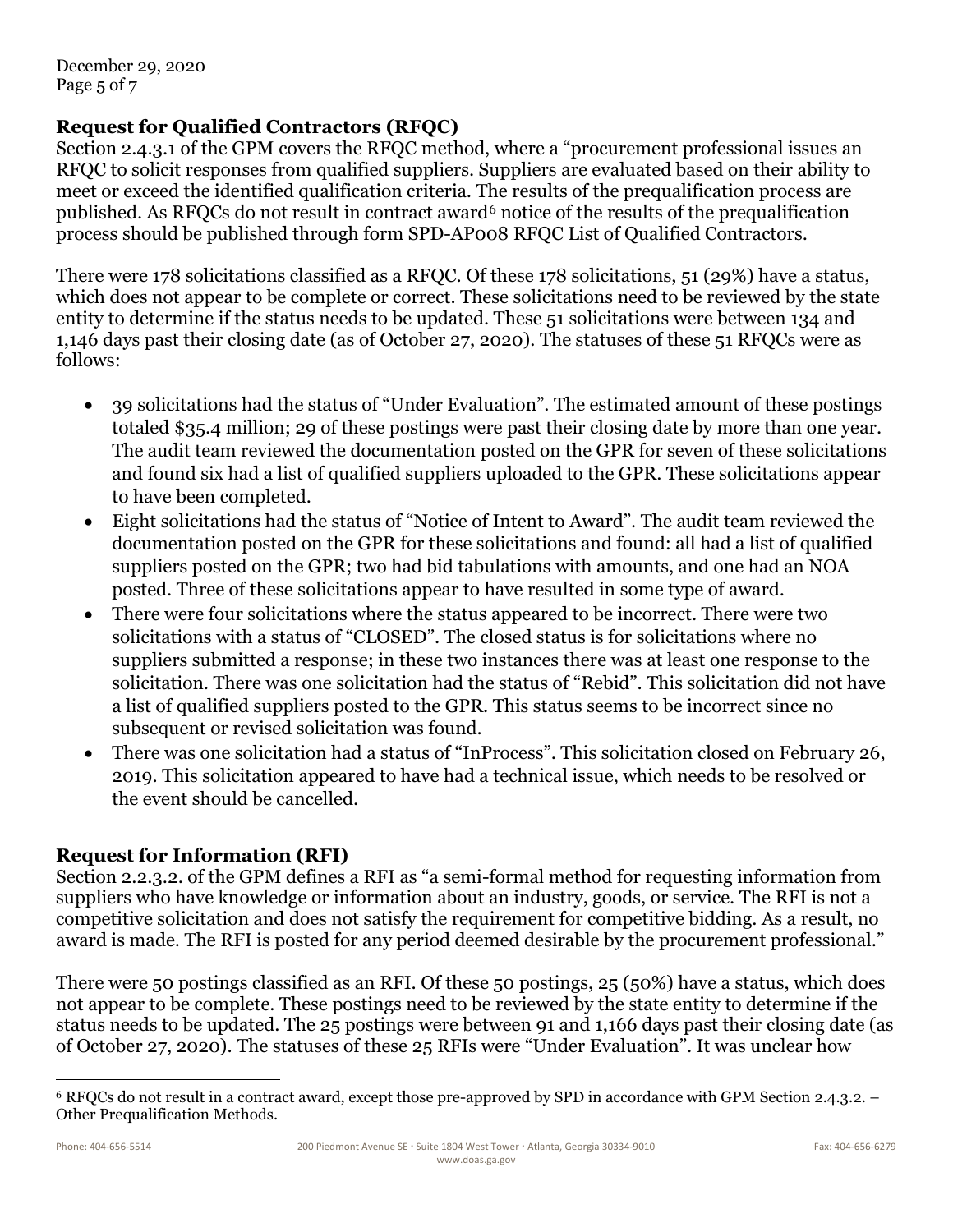## Request for Qualified Contractors (RFQC)

Section 2.4.3.1 of the GPM covers the RFQC method, where a "procurement professional issues an RFQC to solicit responses from qualified suppliers. Suppliers are evaluated based on their ability to meet or exceed the identified qualification criteria. The results of the prequalification process are published. As RFQCs do not result in contract award[6] notice of the results of the prequalification process should be published through form SPD-AP008 RFQC List of Qualified Contractors.

There were 178 solicitations classified as a RFQC. Of these 178 solicitations, 51 (29%) have a status, which does not appear to be complete or correct. These solicitations need to be reviewed by the state entity to determine if the status needs to be updated. These 51 solicitations were between 134 and 1,146 days past their closing date (as of October 27, 2020). The statuses of these 51 RFQCs were as follows:

- 39 solicitations had the status of "Under Evaluation". The estimated amount of these postings totaled $35.4 million; 29 of these postings were past their closing date by more than one year. The audit team reviewed the documentation posted on the GPR for seven of these solicitations and found six had a list of qualified suppliers uploaded to the GPR. These solicitations appear to have been completed.
- Eight solicitations had the status of "Notice of Intent to Award". The audit team reviewed the documentation posted on the GPR for these solicitations and found: all had a list of qualified suppliers posted on the GPR; two had bid tabulations with amounts, and one had an NOA posted. Three of these solicitations appear to have resulted in some type of award.
- There were four solicitations where the status appeared to be incorrect. There were two solicitations with a status of "CLOSED". The closed status is for solicitations where no suppliers submitted a response; in these two instances there was at least one response to the solicitation. There was one solicitation had the status of "Rebid". This solicitation did not have a list of qualified suppliers posted to the GPR. This status seems to be incorrect since no subsequent or revised solicitation was found.
- There was one solicitation had a status of "InProcess". This solicitation closed on February 26, 2019. This solicitation appeared to have had a technical issue, which needs to be resolved or the event should be cancelled.

## Request for Information (RFI)

Section 2.2.3.2. of the GPM defines a RFI as "a semi-formal method for requesting information from suppliers who have knowledge or information about an industry, goods, or service. The RFI is not a competitive solicitation and does not satisfy the requirement for competitive bidding. As a result, no award is made. The RFI is posted for any period deemed desirable by the procurement professional."

There were 50 postings classified as an RFI. Of these 50 postings, 25 (50%) have a status, which does not appear to be complete. These postings need to be reviewed by the state entity to determine if the status needs to be updated. The 25 postings were between 91 and 1,166 days past their closing date (as of October 27, 2020). The statuses of these 25 RFIs were "Under Evaluation". It was unclear how

[6] RFQCs do not result in a contract award, except those pre-approved by SPD in accordance with GPM Section 2.4.3.2. – Other Prequalification Methods.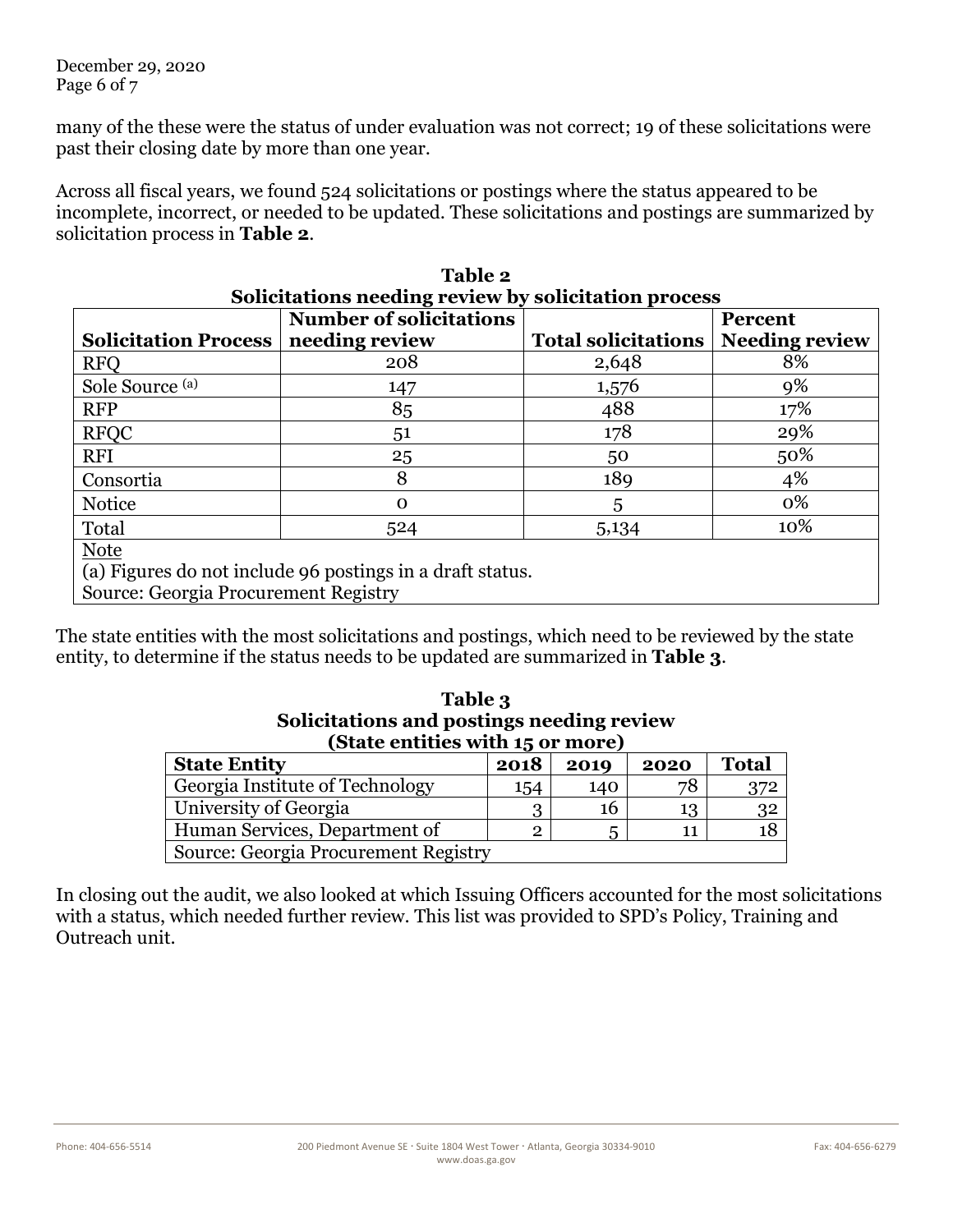many of the these were the status of under evaluation was not correct; 19 of these solicitations were past their closing date by more than one year.

Across all fiscal years, we found 524 solicitations or postings where the status appeared to be incomplete, incorrect, or needed to be updated. These solicitations and postings are summarized by solicitation process in **Table 2**.

**Table 2**
**Solicitations needing review by solicitation process**

| Solicitation Process | Number of solicitations needing review | Total solicitations | Percent Needing review |
|---|---|---|---|
| RFQ | 208 | 2,648 | 8% |
| Sole Source [(a)] | 147 | 1,576 | 9% |
| RFP | 85 | 488 | 17% |
| RFQC | 51 | 178 | 29% |
| RFI | 25 | 50 | 50% |
| Consortia | 8 | 189 | 4% |
| Notice | 0 | 5 | 0% |
| Total | 524 | 5,134 | 10% |

Note
(a) Figures do not include 96 postings in a draft status.
Source: Georgia Procurement Registry

The state entities with the most solicitations and postings, which need to be reviewed by the state entity, to determine if the status needs to be updated are summarized in **Table 3**.

**Table 3**
**Solicitations and postings needing review**
**(State entities with 15 or more)**

| State Entity | 2018 | 2019 | 2020 | Total |
|---|---|---|---|---|
| Georgia Institute of Technology | 154 | 140 | 78 | 372 |
| University of Georgia | 3 | 16 | 13 | 32 |
| Human Services, Department of | 2 | 5 | 11 | 18 |

Source: Georgia Procurement Registry

In closing out the audit, we also looked at which Issuing Officers accounted for the most solicitations with a status, which needed further review. This list was provided to SPD's Policy, Training and Outreach unit.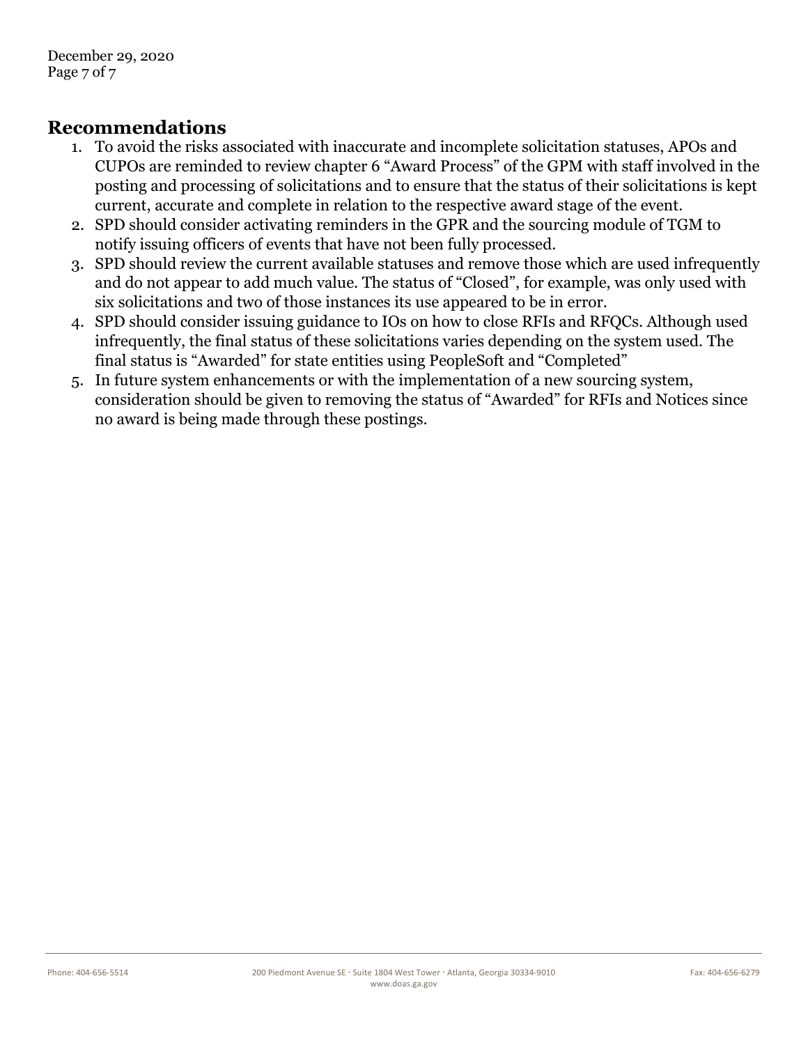## Recommendations

1. To avoid the risks associated with inaccurate and incomplete solicitation statuses, APOs and CUPOs are reminded to review chapter 6 "Award Process" of the GPM with staff involved in the posting and processing of solicitations and to ensure that the status of their solicitations is kept current, accurate and complete in relation to the respective award stage of the event.
2. SPD should consider activating reminders in the GPR and the sourcing module of TGM to notify issuing officers of events that have not been fully processed.
3. SPD should review the current available statuses and remove those which are used infrequently and do not appear to add much value. The status of "Closed", for example, was only used with six solicitations and two of those instances its use appeared to be in error.
4. SPD should consider issuing guidance to IOs on how to close RFIs and RFQCs. Although used infrequently, the final status of these solicitations varies depending on the system used. The final status is "Awarded" for state entities using PeopleSoft and "Completed"
5. In future system enhancements or with the implementation of a new sourcing system, consideration should be given to removing the status of "Awarded" for RFIs and Notices since no award is being made through these postings.